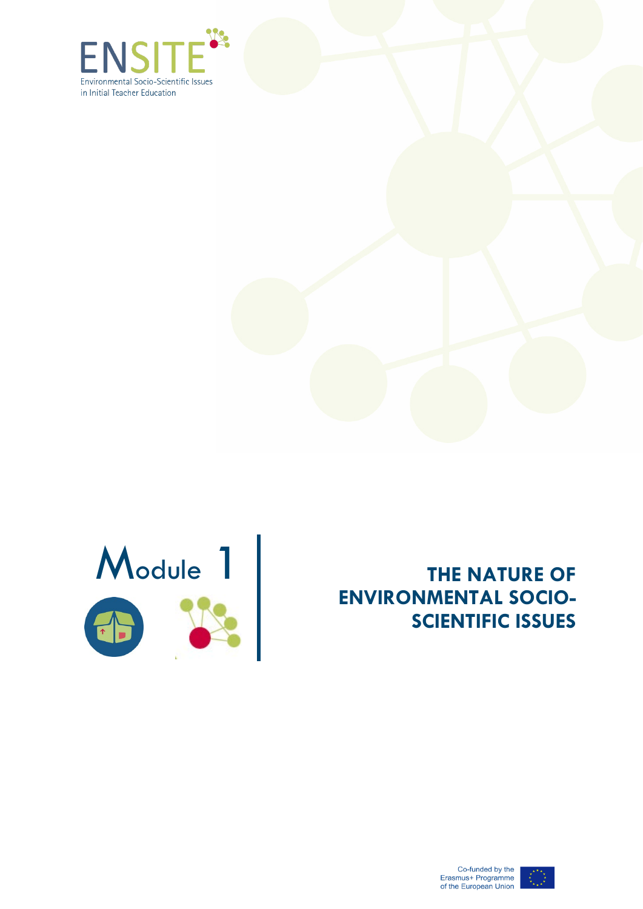ENSITE

Environmental Socio-Scientific Issues in Initial Teacher Education

# Module 1

# THE NATURE OF ENVIRONMENTAL SOCIO-SCIENTIFIC ISSUES

Co-funded by the Erasmus+ Programme of the European Union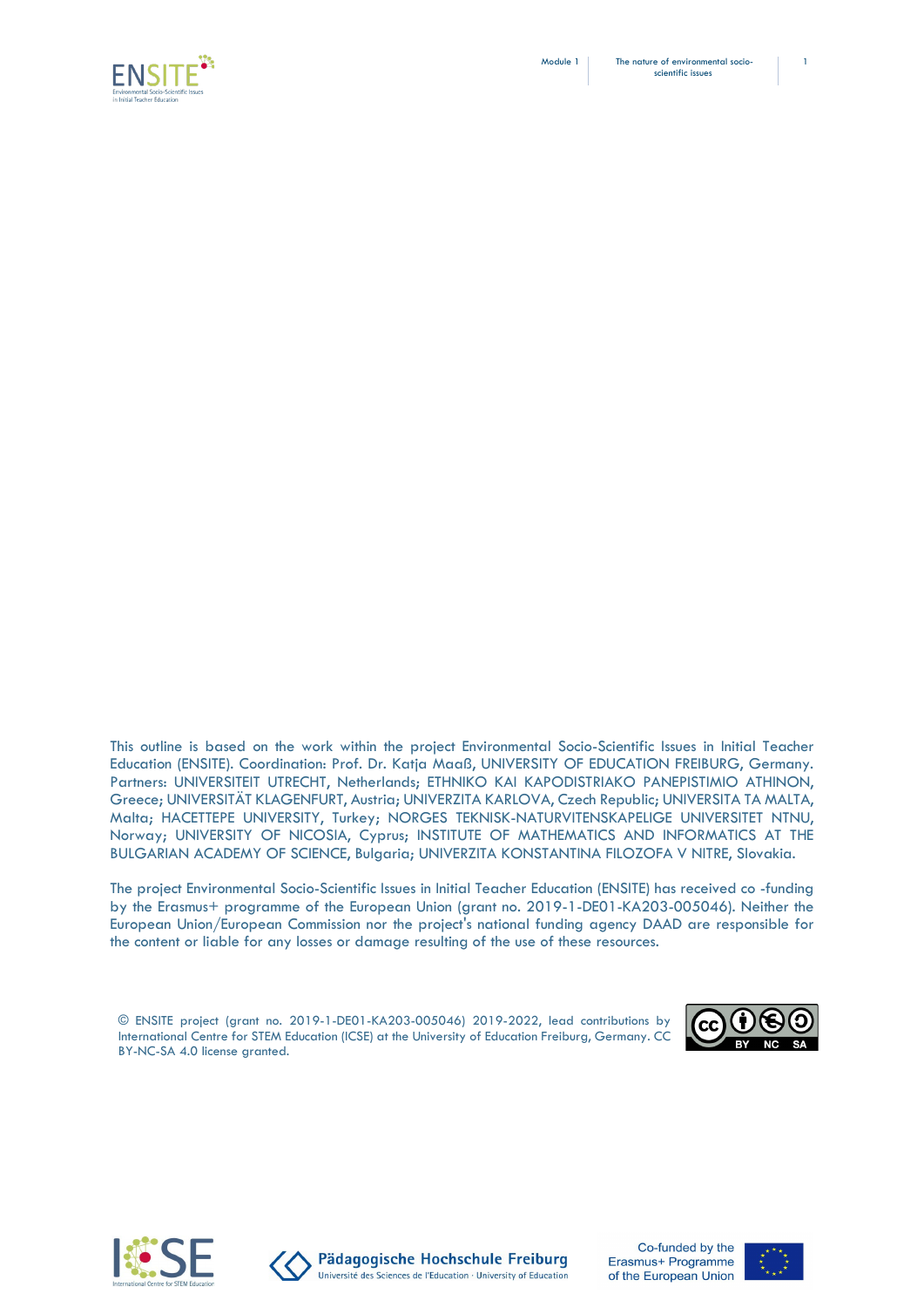This outline is based on the work within the project Environmental Socio-Scientific Issues in Initial Teacher Education (ENSITE). Coordination: Prof. Dr. Katja Maaß, UNIVERSITY OF EDUCATION FREIBURG, Germany. Partners: UNIVERSITEIT UTRECHT, Netherlands; ETHNIKO KAI KAPODISTRIAKO PANEPISTIMIO ATHINON, Greece; UNIVERSITÄT KLAGENFURT, Austria; UNIVERZITA KARLOVA, Czech Republic; UNIVERSITA TA MALTA, Malta; HACETTEPE UNIVERSITY, Turkey; NORGES TEKNISK-NATURVITENSKAPELIGE UNIVERSITET NTNU, Norway; UNIVERSITY OF NICOSIA, Cyprus; INSTITUTE OF MATHEMATICS AND INFORMATICS AT THE BULGARIAN ACADEMY OF SCIENCE, Bulgaria; UNIVERZITA KONSTANTINA FILOZOFA V NITRE, Slovakia.

The project Environmental Socio-Scientific Issues in Initial Teacher Education (ENSITE) has received co -funding by the Erasmus+ programme of the European Union (grant no. 2019-1-DE01-KA203-005046). Neither the European Union/European Commission nor the project's national funding agency DAAD are responsible for the content or liable for any losses or damage resulting of the use of these resources.

© ENSITE project (grant no. 2019-1-DE01-KA203-005046) 2019-2022, lead contributions by International Centre for STEM Education (ICSE) at the University of Education Freiburg, Germany. CC BY-NC-SA 4.0 license granted.

Pädagogische Hochschule Freiburg
Université des Sciences de l'Education · University of Education

Co-funded by the Erasmus+ Programme of the European Union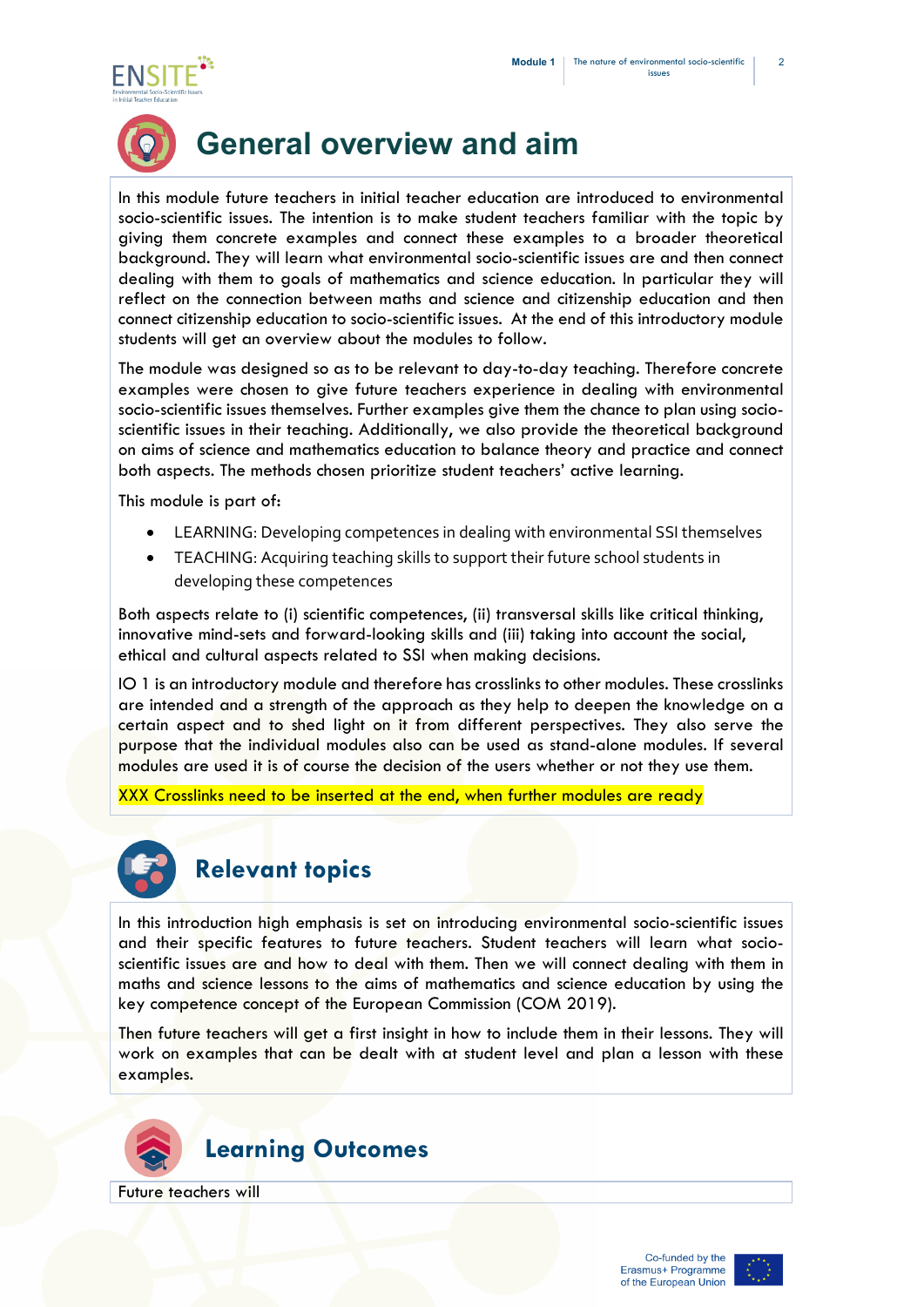# General overview and aim

In this module future teachers in initial teacher education are introduced to environmental socio-scientific issues. The intention is to make student teachers familiar with the topic by giving them concrete examples and connect these examples to a broader theoretical background. They will learn what environmental socio-scientific issues are and then connect dealing with them to goals of mathematics and science education. In particular they will reflect on the connection between maths and science and citizenship education and then connect citizenship education to socio-scientific issues. At the end of this introductory module students will get an overview about the modules to follow.

The module was designed so as to be relevant to day-to-day teaching. Therefore concrete examples were chosen to give future teachers experience in dealing with environmental socio-scientific issues themselves. Further examples give them the chance to plan using socio-scientific issues in their teaching. Additionally, we also provide the theoretical background on aims of science and mathematics education to balance theory and practice and connect both aspects. The methods chosen prioritize student teachers' active learning.

This module is part of:

- LEARNING: Developing competences in dealing with environmental SSI themselves
- TEACHING: Acquiring teaching skills to support their future school students in developing these competences

Both aspects relate to (i) scientific competences, (ii) transversal skills like critical thinking, innovative mind-sets and forward-looking skills and (iii) taking into account the social, ethical and cultural aspects related to SSI when making decisions.

IO 1 is an introductory module and therefore has crosslinks to other modules. These crosslinks are intended and a strength of the approach as they help to deepen the knowledge on a certain aspect and to shed light on it from different perspectives. They also serve the purpose that the individual modules also can be used as stand-alone modules. If several modules are used it is of course the decision of the users whether or not they use them.

XXX Crosslinks need to be inserted at the end, when further modules are ready

## Relevant topics

In this introduction high emphasis is set on introducing environmental socio-scientific issues and their specific features to future teachers. Student teachers will learn what socio-scientific issues are and how to deal with them. Then we will connect dealing with them in maths and science lessons to the aims of mathematics and science education by using the key competence concept of the European Commission (COM 2019).

Then future teachers will get a first insight in how to include them in their lessons. They will work on examples that can be dealt with at student level and plan a lesson with these examples.

## Learning Outcomes

Future teachers will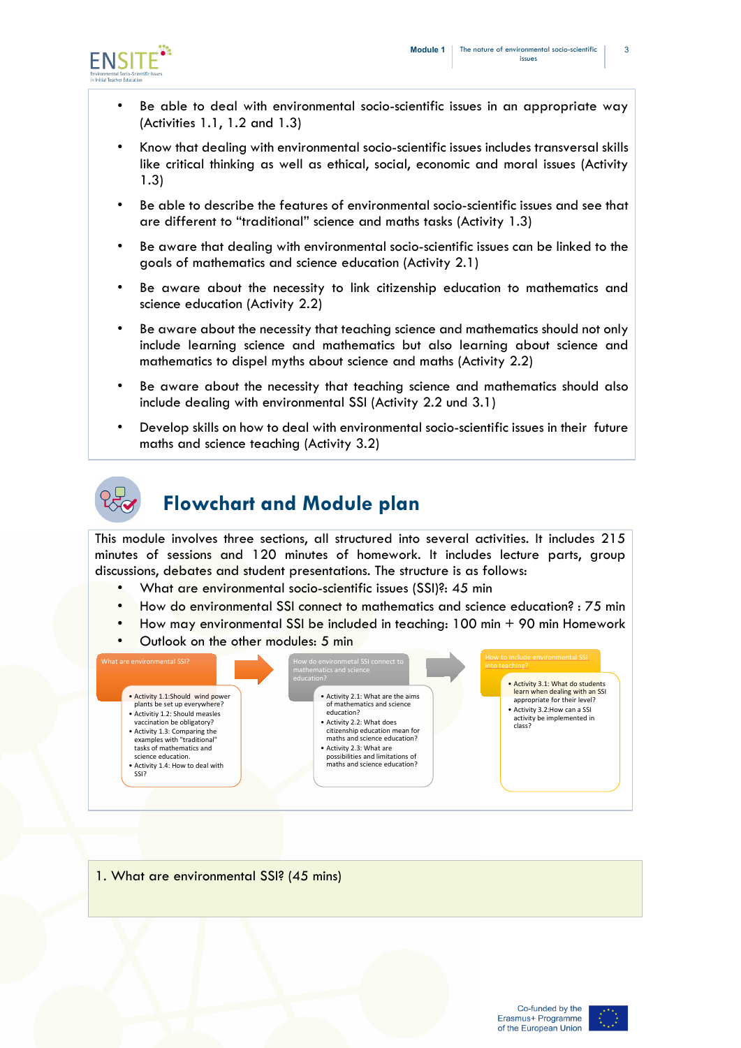- Be able to deal with environmental socio-scientific issues in an appropriate way (Activities 1.1, 1.2 and 1.3)
- Know that dealing with environmental socio-scientific issues includes transversal skills like critical thinking as well as ethical, social, economic and moral issues (Activity 1.3)
- Be able to describe the features of environmental socio-scientific issues and see that are different to "traditional" science and maths tasks (Activity 1.3)
- Be aware that dealing with environmental socio-scientific issues can be linked to the goals of mathematics and science education (Activity 2.1)
- Be aware about the necessity to link citizenship education to mathematics and science education (Activity 2.2)
- Be aware about the necessity that teaching science and mathematics should not only include learning science and mathematics but also learning about science and mathematics to dispel myths about science and maths (Activity 2.2)
- Be aware about the necessity that teaching science and mathematics should also include dealing with environmental SSI (Activity 2.2 und 3.1)
- Develop skills on how to deal with environmental socio-scientific issues in their future maths and science teaching (Activity 3.2)

# Flowchart and Module plan

This module involves three sections, all structured into several activities. It includes 215 minutes of sessions and 120 minutes of homework. It includes lecture parts, group discussions, debates and student presentations. The structure is as follows:

- What are environmental socio-scientific issues (SSI)?: 45 min
- How do environmental SSI connect to mathematics and science education? : 75 min
- How may environmental SSI be included in teaching: 100 min + 90 min Homework
- Outlook on the other modules: 5 min

**What are environmental SSI?**

- Activity 1.1:Should wind power plants be set up everywhere?
- Activity 1.2: Should measles vaccination be obligatory?
- Activity 1.3: Comparing the examples with "traditional" tasks of mathematics and science education.
- Activity 1.4: How to deal with SSI?

→ **How do environmental SSI connect to mathematics and science education?**

- Activity 2.1: What are the aims of mathematics and science education?
- Activity 2.2: What does citizenship education mean for maths and science education?
- Activity 2.3: What are possibilities and limitations of maths and science education?

→ **How to include environmental SSI into teaching?**

- Activity 3.1: What do students learn when dealing with an SSI appropriate for their level?
- Activity 3.2:How can a SSI activity be implemented in class?

## 1. What are environmental SSI? (45 mins)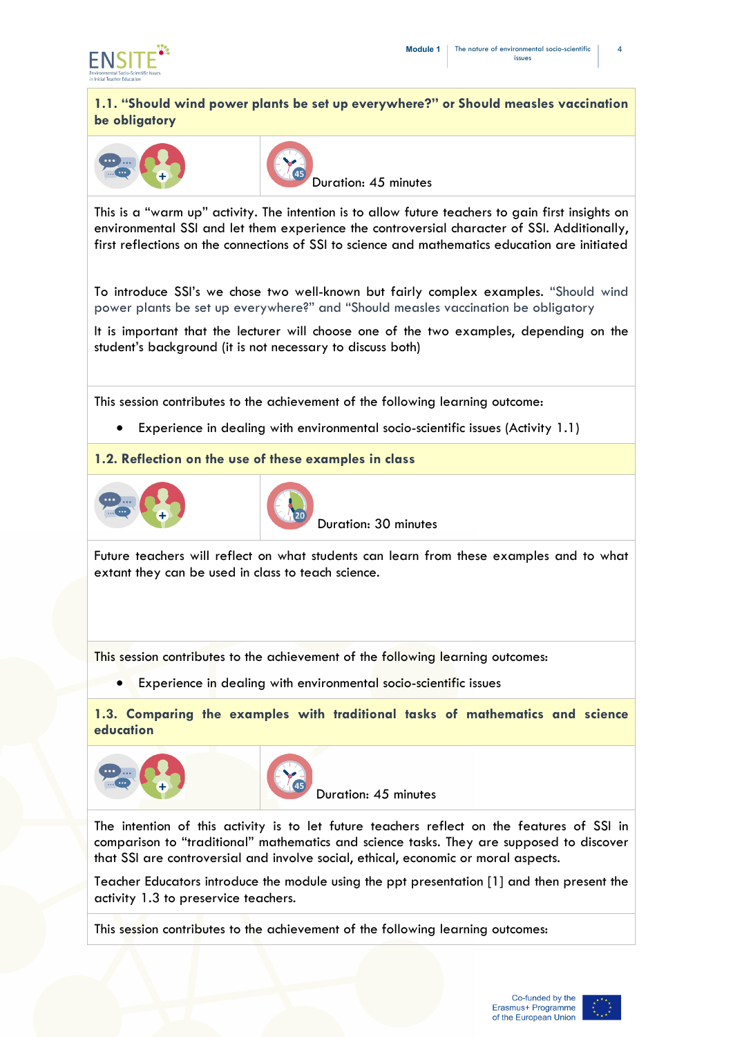## 1.1. "Should wind power plants be set up everywhere?" or Should measles vaccination be obligatory

Duration: 45 minutes

This is a "warm up" activity. The intention is to allow future teachers to gain first insights on environmental SSI and let them experience the controversial character of SSI. Additionally, first reflections on the connections of SSI to science and mathematics education are initiated

To introduce SSI's we chose two well-known but fairly complex examples. "Should wind power plants be set up everywhere?" and "Should measles vaccination be obligatory

It is important that the lecturer will choose one of the two examples, depending on the student's background (it is not necessary to discuss both)

This session contributes to the achievement of the following learning outcome:

- Experience in dealing with environmental socio-scientific issues (Activity 1.1)

## 1.2. Reflection on the use of these examples in class

Duration: 30 minutes

Future teachers will reflect on what students can learn from these examples and to what extant they can be used in class to teach science.

This session contributes to the achievement of the following learning outcomes:

- Experience in dealing with environmental socio-scientific issues

## 1.3. Comparing the examples with traditional tasks of mathematics and science education

Duration: 45 minutes

The intention of this activity is to let future teachers reflect on the features of SSI in comparison to "traditional" mathematics and science tasks. They are supposed to discover that SSI are controversial and involve social, ethical, economic or moral aspects.

Teacher Educators introduce the module using the ppt presentation [1] and then present the activity 1.3 to preservice teachers.

This session contributes to the achievement of the following learning outcomes: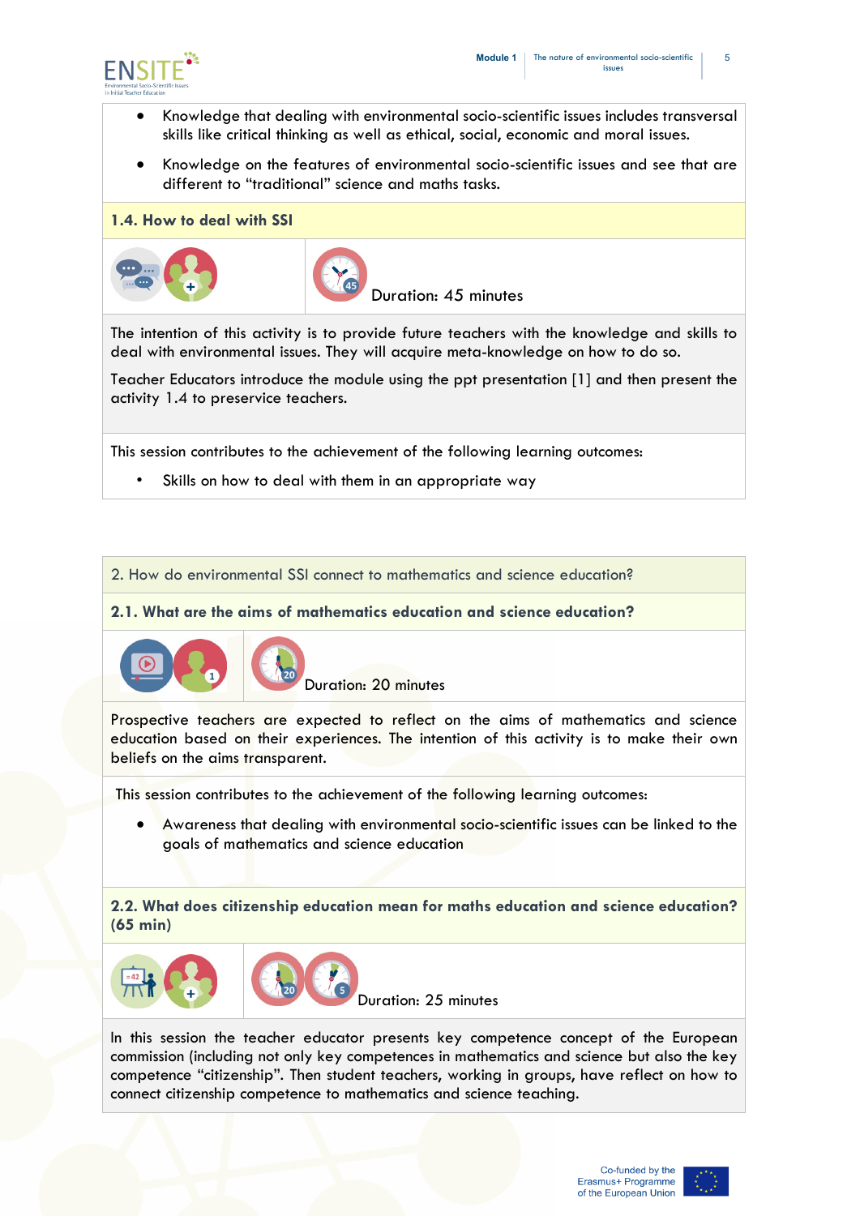- Knowledge that dealing with environmental socio-scientific issues includes transversal skills like critical thinking as well as ethical, social, economic and moral issues.
- Knowledge on the features of environmental socio-scientific issues and see that are different to “traditional” science and maths tasks.

### 1.4. How to deal with SSI

Duration: 45 minutes

The intention of this activity is to provide future teachers with the knowledge and skills to deal with environmental issues. They will acquire meta-knowledge on how to do so.

Teacher Educators introduce the module using the ppt presentation [1] and then present the activity 1.4 to preservice teachers.

This session contributes to the achievement of the following learning outcomes:

- Skills on how to deal with them in an appropriate way

## 2. How do environmental SSI connect to mathematics and science education?

### 2.1. What are the aims of mathematics education and science education?

Duration: 20 minutes

Prospective teachers are expected to reflect on the aims of mathematics and science education based on their experiences. The intention of this activity is to make their own beliefs on the aims transparent.

This session contributes to the achievement of the following learning outcomes:

- Awareness that dealing with environmental socio-scientific issues can be linked to the goals of mathematics and science education

### 2.2. What does citizenship education mean for maths education and science education? (65 min)

Duration: 25 minutes

In this session the teacher educator presents key competence concept of the European commission (including not only key competences in mathematics and science but also the key competence “citizenship”. Then student teachers, working in groups, have reflect on how to connect citizenship competence to mathematics and science teaching.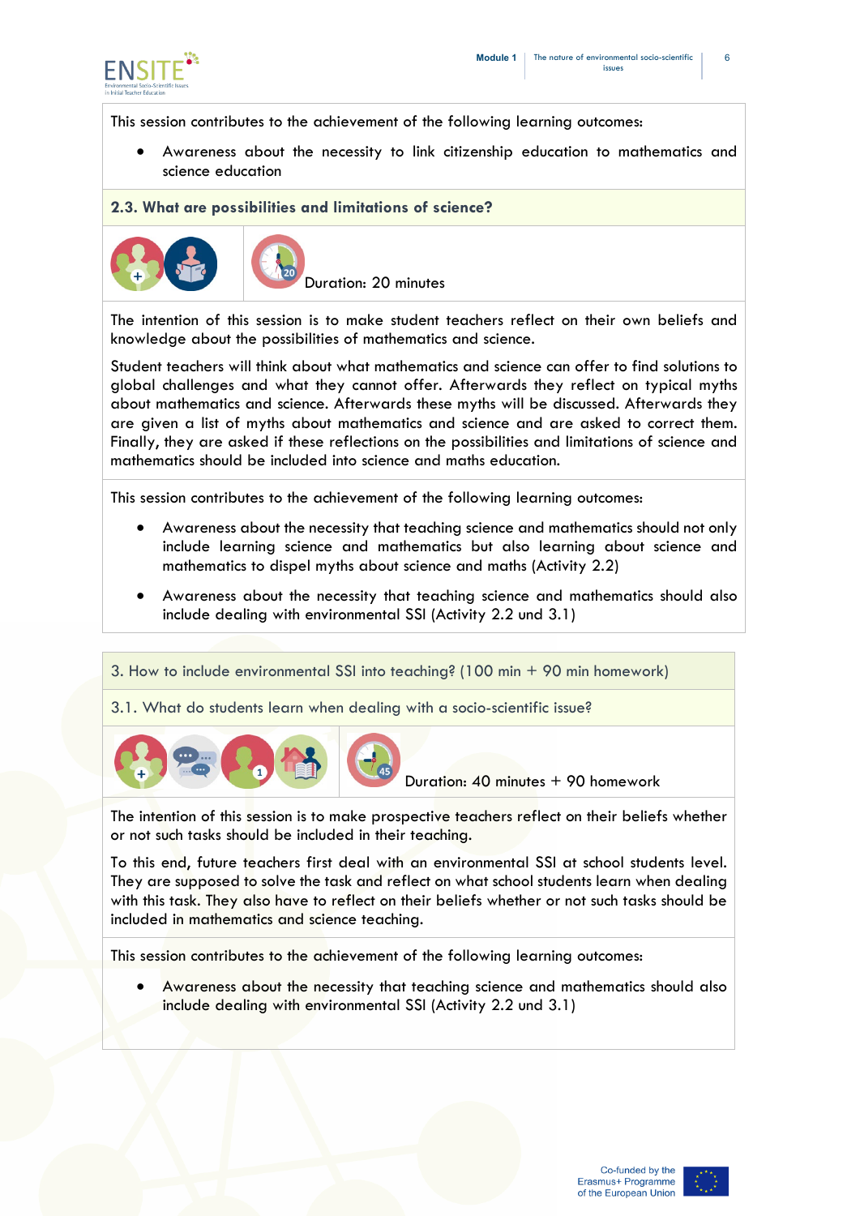This session contributes to the achievement of the following learning outcomes:

- Awareness about the necessity to link citizenship education to mathematics and science education

### 2.3. What are possibilities and limitations of science?

Duration: 20 minutes

The intention of this session is to make student teachers reflect on their own beliefs and knowledge about the possibilities of mathematics and science.

Student teachers will think about what mathematics and science can offer to find solutions to global challenges and what they cannot offer. Afterwards they reflect on typical myths about mathematics and science. Afterwards these myths will be discussed. Afterwards they are given a list of myths about mathematics and science and are asked to correct them. Finally, they are asked if these reflections on the possibilities and limitations of science and mathematics should be included into science and maths education.

This session contributes to the achievement of the following learning outcomes:

- Awareness about the necessity that teaching science and mathematics should not only include learning science and mathematics but also learning about science and mathematics to dispel myths about science and maths (Activity 2.2)
- Awareness about the necessity that teaching science and mathematics should also include dealing with environmental SSI (Activity 2.2 und 3.1)

## 3. How to include environmental SSI into teaching? (100 min + 90 min homework)

### 3.1. What do students learn when dealing with a socio-scientific issue?

Duration: 40 minutes + 90 homework

The intention of this session is to make prospective teachers reflect on their beliefs whether or not such tasks should be included in their teaching.

To this end, future teachers first deal with an environmental SSI at school students level. They are supposed to solve the task and reflect on what school students learn when dealing with this task. They also have to reflect on their beliefs whether or not such tasks should be included in mathematics and science teaching.

This session contributes to the achievement of the following learning outcomes:

- Awareness about the necessity that teaching science and mathematics should also include dealing with environmental SSI (Activity 2.2 und 3.1)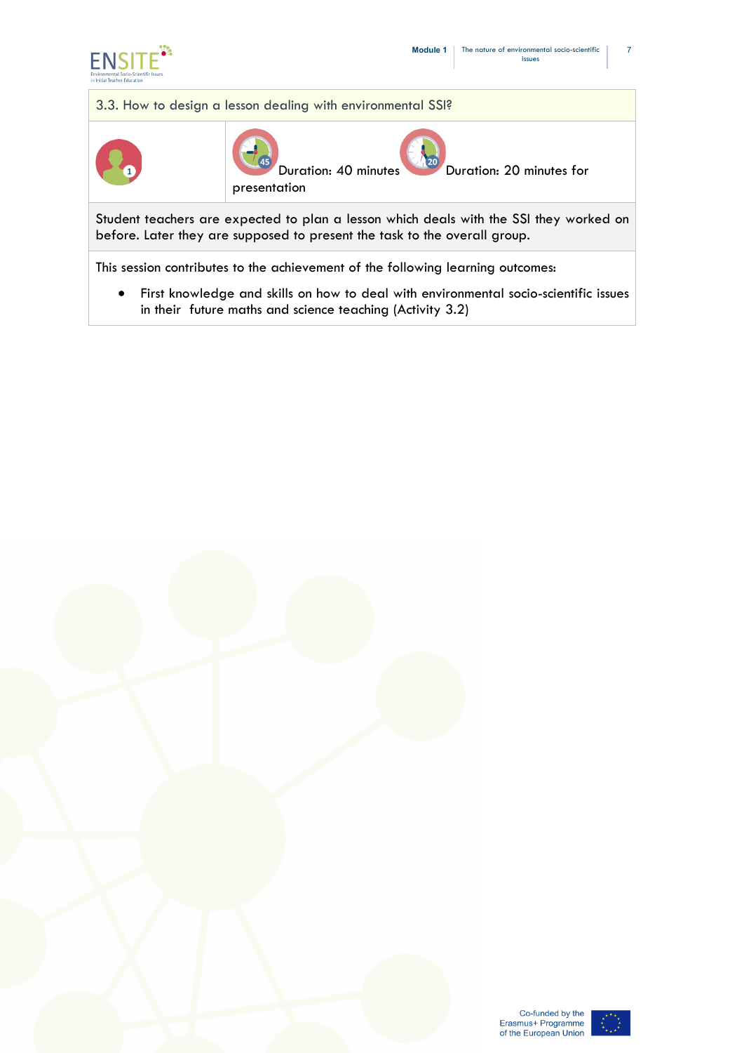### 3.3. How to design a lesson dealing with environmental SSI?

Duration: 40 minutes Duration: 20 minutes for presentation

Student teachers are expected to plan a lesson which deals with the SSI they worked on before. Later they are supposed to present the task to the overall group.

This session contributes to the achievement of the following learning outcomes:

- First knowledge and skills on how to deal with environmental socio-scientific issues in their future maths and science teaching (Activity 3.2)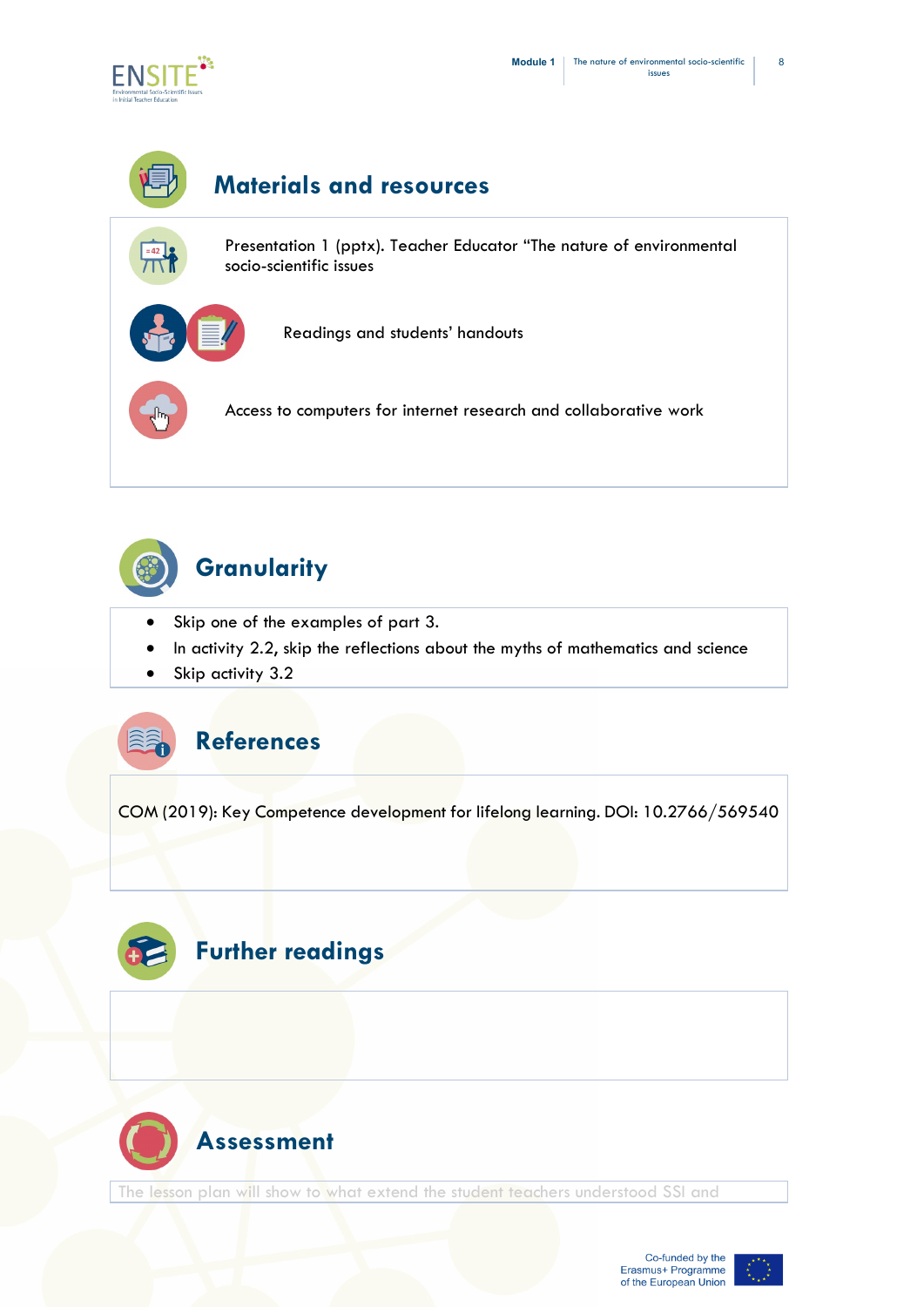## Materials and resources

Presentation 1 (pptx). Teacher Educator "The nature of environmental socio-scientific issues

Readings and students' handouts

Access to computers for internet research and collaborative work

## Granularity

- Skip one of the examples of part 3.
- In activity 2.2, skip the reflections about the myths of mathematics and science
- Skip activity 3.2

## References

COM (2019): Key Competence development for lifelong learning. DOI: 10.2766/569540

## Further readings

## Assessment

The lesson plan will show to what extend the student teachers understood SSI and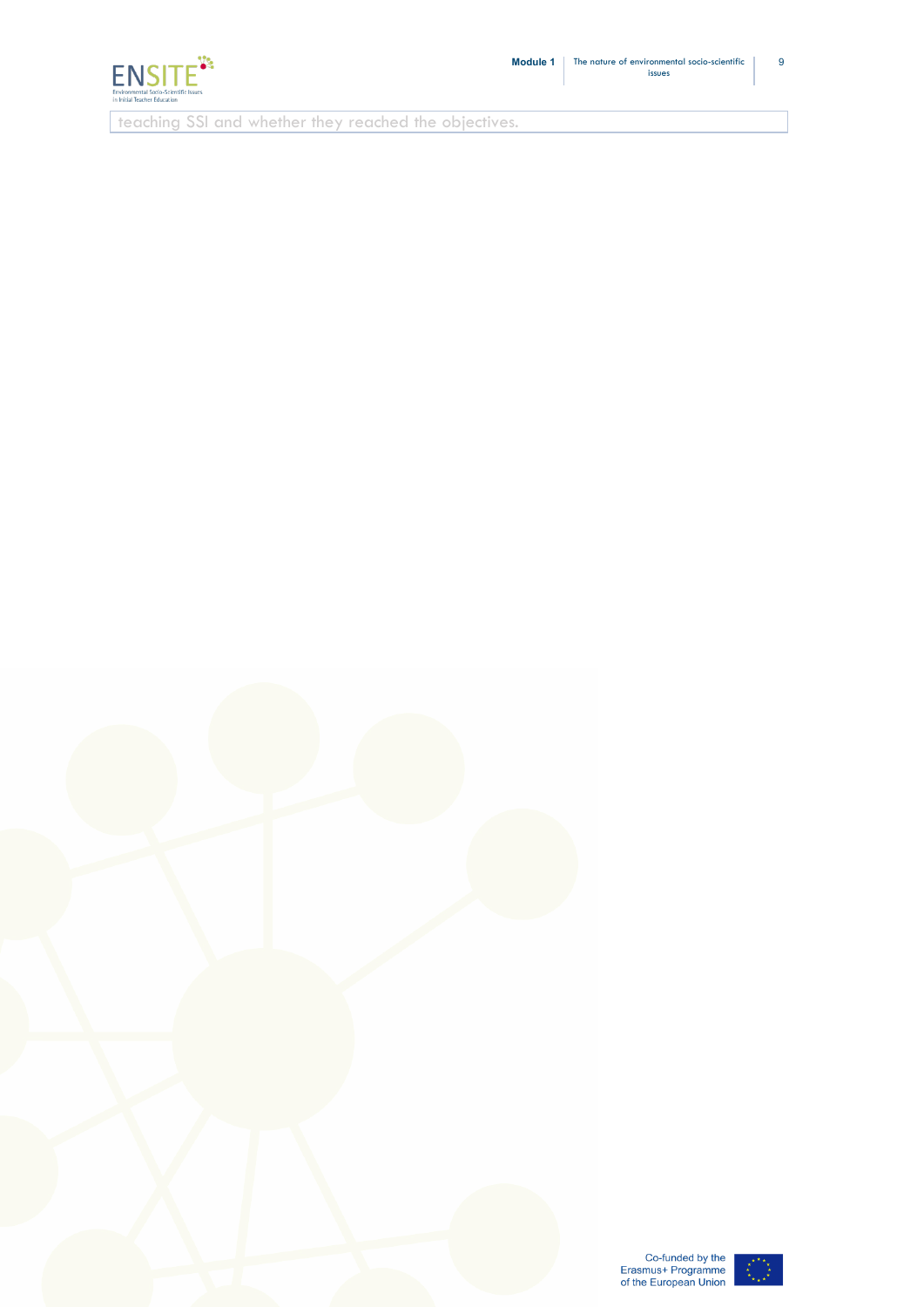teaching SSI and whether they reached the objectives.